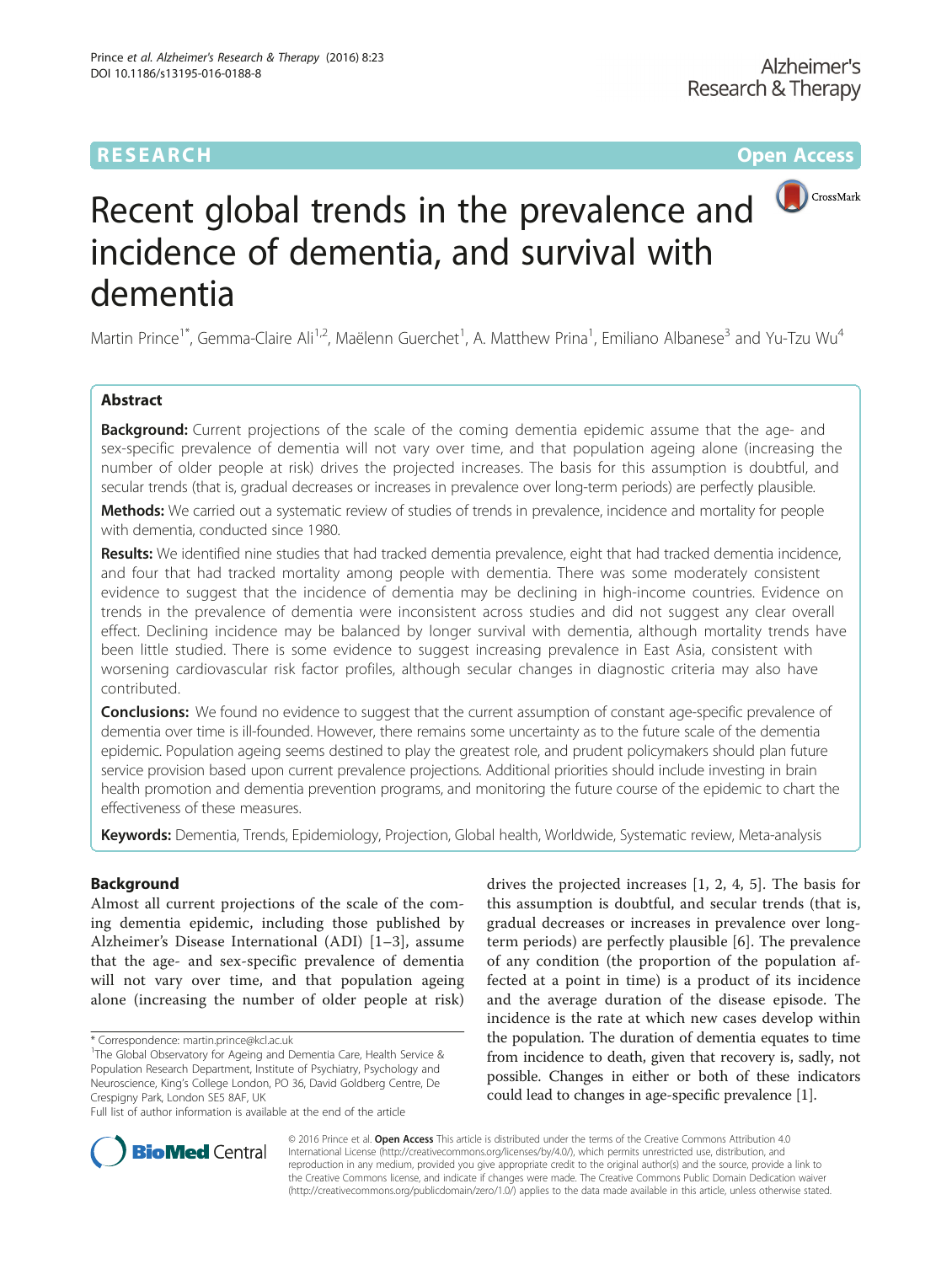RESEARCH

Open Access

# Recent global trends in the prevalence and incidence of dementia, and survival with dementia

Martin Prince[1*], Gemma-Claire Ali[1,2], Maëlenn Guerchet[1], A. Matthew Prina[1], Emiliano Albanese[3] and Yu-Tzu Wu[4]

## Abstract

**Background:** Current projections of the scale of the coming dementia epidemic assume that the age- and sex-specific prevalence of dementia will not vary over time, and that population ageing alone (increasing the number of older people at risk) drives the projected increases. The basis for this assumption is doubtful, and secular trends (that is, gradual decreases or increases in prevalence over long-term periods) are perfectly plausible.

**Methods:** We carried out a systematic review of studies of trends in prevalence, incidence and mortality for people with dementia, conducted since 1980.

**Results:** We identified nine studies that had tracked dementia prevalence, eight that had tracked dementia incidence, and four that had tracked mortality among people with dementia. There was some moderately consistent evidence to suggest that the incidence of dementia may be declining in high-income countries. Evidence on trends in the prevalence of dementia were inconsistent across studies and did not suggest any clear overall effect. Declining incidence may be balanced by longer survival with dementia, although mortality trends have been little studied. There is some evidence to suggest increasing prevalence in East Asia, consistent with worsening cardiovascular risk factor profiles, although secular changes in diagnostic criteria may also have contributed.

**Conclusions:** We found no evidence to suggest that the current assumption of constant age-specific prevalence of dementia over time is ill-founded. However, there remains some uncertainty as to the future scale of the dementia epidemic. Population ageing seems destined to play the greatest role, and prudent policymakers should plan future service provision based upon current prevalence projections. Additional priorities should include investing in brain health promotion and dementia prevention programs, and monitoring the future course of the epidemic to chart the effectiveness of these measures.

**Keywords:** Dementia, Trends, Epidemiology, Projection, Global health, Worldwide, Systematic review, Meta-analysis

## Background

Almost all current projections of the scale of the coming dementia epidemic, including those published by Alzheimer's Disease International (ADI) [1–3], assume that the age- and sex-specific prevalence of dementia will not vary over time, and that population ageing alone (increasing the number of older people at risk) drives the projected increases [1, 2, 4, 5]. The basis for this assumption is doubtful, and secular trends (that is, gradual decreases or increases in prevalence over long-term periods) are perfectly plausible [6]. The prevalence of any condition (the proportion of the population affected at a point in time) is a product of its incidence and the average duration of the disease episode. The incidence is the rate at which new cases develop within the population. The duration of dementia equates to time from incidence to death, given that recovery is, sadly, not possible. Changes in either or both of these indicators could lead to changes in age-specific prevalence [1].

* Correspondence: martin.prince@kcl.ac.uk
[1]The Global Observatory for Ageing and Dementia Care, Health Service & Population Research Department, Institute of Psychiatry, Psychology and Neuroscience, King's College London, PO 36, David Goldberg Centre, De Crespigny Park, London SE5 8AF, UK
Full list of author information is available at the end of the article

© 2016 Prince et al. **Open Access** This article is distributed under the terms of the Creative Commons Attribution 4.0 International License (http://creativecommons.org/licenses/by/4.0/), which permits unrestricted use, distribution, and reproduction in any medium, provided you give appropriate credit to the original author(s) and the source, provide a link to the Creative Commons license, and indicate if changes were made. The Creative Commons Public Domain Dedication waiver (http://creativecommons.org/publicdomain/zero/1.0/) applies to the data made available in this article, unless otherwise stated.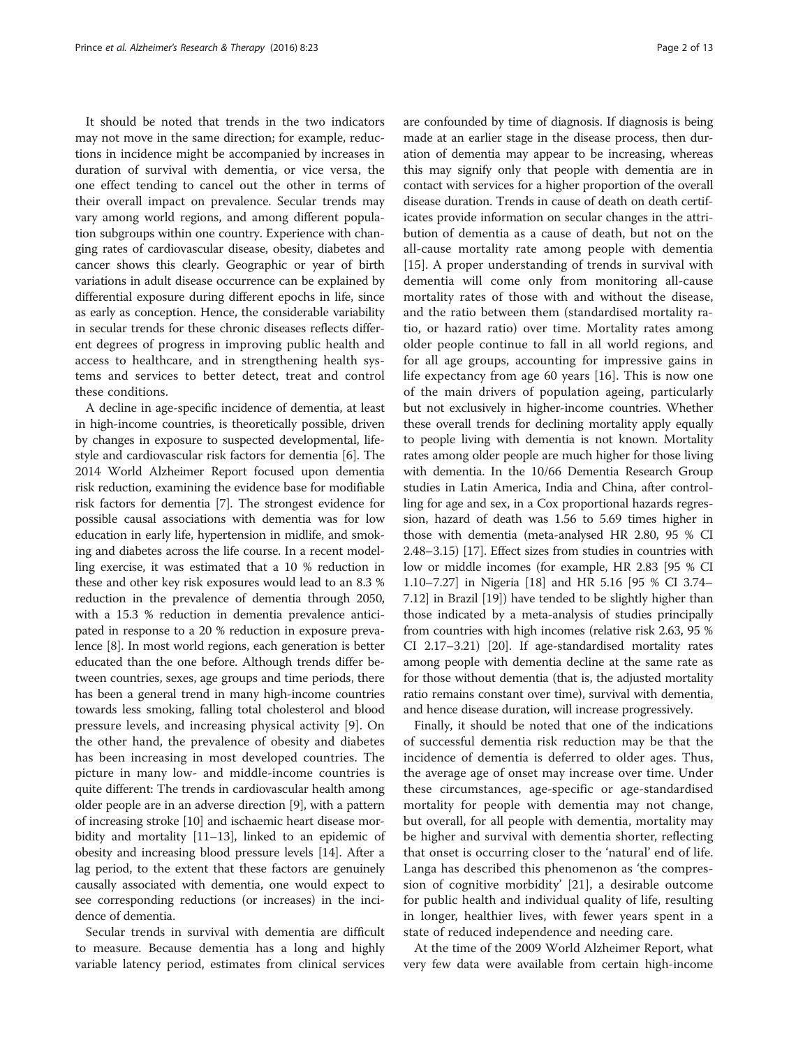It should be noted that trends in the two indicators may not move in the same direction; for example, reductions in incidence might be accompanied by increases in duration of survival with dementia, or vice versa, the one effect tending to cancel out the other in terms of their overall impact on prevalence. Secular trends may vary among world regions, and among different population subgroups within one country. Experience with changing rates of cardiovascular disease, obesity, diabetes and cancer shows this clearly. Geographic or year of birth variations in adult disease occurrence can be explained by differential exposure during different epochs in life, since as early as conception. Hence, the considerable variability in secular trends for these chronic diseases reflects different degrees of progress in improving public health and access to healthcare, and in strengthening health systems and services to better detect, treat and control these conditions.

A decline in age-specific incidence of dementia, at least in high-income countries, is theoretically possible, driven by changes in exposure to suspected developmental, lifestyle and cardiovascular risk factors for dementia [6]. The 2014 World Alzheimer Report focused upon dementia risk reduction, examining the evidence base for modifiable risk factors for dementia [7]. The strongest evidence for possible causal associations with dementia was for low education in early life, hypertension in midlife, and smoking and diabetes across the life course. In a recent modelling exercise, it was estimated that a 10 % reduction in these and other key risk exposures would lead to an 8.3 % reduction in the prevalence of dementia through 2050, with a 15.3 % reduction in dementia prevalence anticipated in response to a 20 % reduction in exposure prevalence [8]. In most world regions, each generation is better educated than the one before. Although trends differ between countries, sexes, age groups and time periods, there has been a general trend in many high-income countries towards less smoking, falling total cholesterol and blood pressure levels, and increasing physical activity [9]. On the other hand, the prevalence of obesity and diabetes has been increasing in most developed countries. The picture in many low- and middle-income countries is quite different: The trends in cardiovascular health among older people are in an adverse direction [9], with a pattern of increasing stroke [10] and ischaemic heart disease morbidity and mortality [11–13], linked to an epidemic of obesity and increasing blood pressure levels [14]. After a lag period, to the extent that these factors are genuinely causally associated with dementia, one would expect to see corresponding reductions (or increases) in the incidence of dementia.

Secular trends in survival with dementia are difficult to measure. Because dementia has a long and highly variable latency period, estimates from clinical services are confounded by time of diagnosis. If diagnosis is being made at an earlier stage in the disease process, then duration of dementia may appear to be increasing, whereas this may signify only that people with dementia are in contact with services for a higher proportion of the overall disease duration. Trends in cause of death on death certificates provide information on secular changes in the attribution of dementia as a cause of death, but not on the all-cause mortality rate among people with dementia [15]. A proper understanding of trends in survival with dementia will come only from monitoring all-cause mortality rates of those with and without the disease, and the ratio between them (standardised mortality ratio, or hazard ratio) over time. Mortality rates among older people continue to fall in all world regions, and for all age groups, accounting for impressive gains in life expectancy from age 60 years [16]. This is now one of the main drivers of population ageing, particularly but not exclusively in higher-income countries. Whether these overall trends for declining mortality apply equally to people living with dementia is not known. Mortality rates among older people are much higher for those living with dementia. In the 10/66 Dementia Research Group studies in Latin America, India and China, after controlling for age and sex, in a Cox proportional hazards regression, hazard of death was 1.56 to 5.69 times higher in those with dementia (meta-analysed HR 2.80, 95 % CI 2.48–3.15) [17]. Effect sizes from studies in countries with low or middle incomes (for example, HR 2.83 [95 % CI 1.10–7.27] in Nigeria [18] and HR 5.16 [95 % CI 3.74–7.12] in Brazil [19]) have tended to be slightly higher than those indicated by a meta-analysis of studies principally from countries with high incomes (relative risk 2.63, 95 % CI 2.17–3.21) [20]. If age-standardised mortality rates among people with dementia decline at the same rate as for those without dementia (that is, the adjusted mortality ratio remains constant over time), survival with dementia, and hence disease duration, will increase progressively.

Finally, it should be noted that one of the indications of successful dementia risk reduction may be that the incidence of dementia is deferred to older ages. Thus, the average age of onset may increase over time. Under these circumstances, age-specific or age-standardised mortality for people with dementia may not change, but overall, for all people with dementia, mortality may be higher and survival with dementia shorter, reflecting that onset is occurring closer to the 'natural' end of life. Langa has described this phenomenon as 'the compression of cognitive morbidity' [21], a desirable outcome for public health and individual quality of life, resulting in longer, healthier lives, with fewer years spent in a state of reduced independence and needing care.

At the time of the 2009 World Alzheimer Report, what very few data were available from certain high-income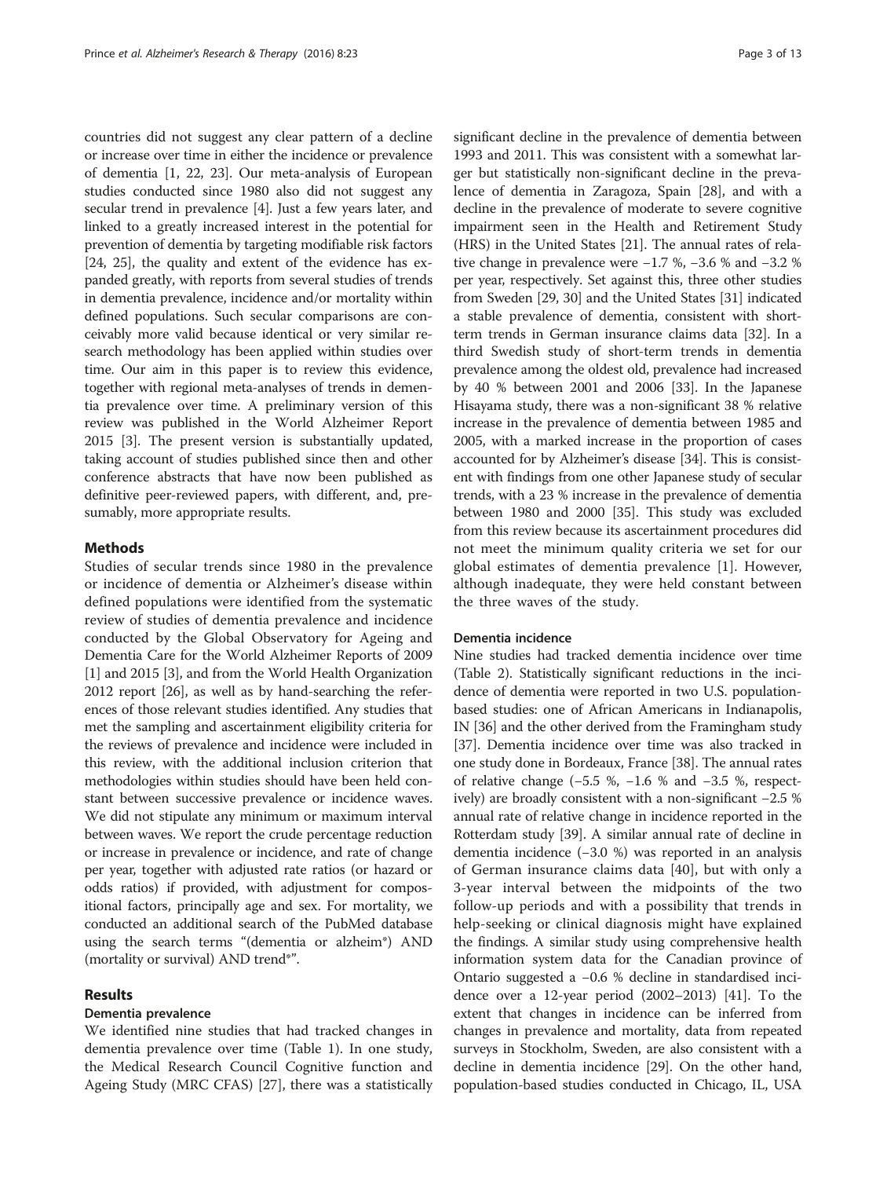countries did not suggest any clear pattern of a decline or increase over time in either the incidence or prevalence of dementia [1, 22, 23]. Our meta-analysis of European studies conducted since 1980 also did not suggest any secular trend in prevalence [4]. Just a few years later, and linked to a greatly increased interest in the potential for prevention of dementia by targeting modifiable risk factors [24, 25], the quality and extent of the evidence has expanded greatly, with reports from several studies of trends in dementia prevalence, incidence and/or mortality within defined populations. Such secular comparisons are conceivably more valid because identical or very similar research methodology has been applied within studies over time. Our aim in this paper is to review this evidence, together with regional meta-analyses of trends in dementia prevalence over time. A preliminary version of this review was published in the World Alzheimer Report 2015 [3]. The present version is substantially updated, taking account of studies published since then and other conference abstracts that have now been published as definitive peer-reviewed papers, with different, and, presumably, more appropriate results.

## Methods

Studies of secular trends since 1980 in the prevalence or incidence of dementia or Alzheimer's disease within defined populations were identified from the systematic review of studies of dementia prevalence and incidence conducted by the Global Observatory for Ageing and Dementia Care for the World Alzheimer Reports of 2009 [1] and 2015 [3], and from the World Health Organization 2012 report [26], as well as by hand-searching the references of those relevant studies identified. Any studies that met the sampling and ascertainment eligibility criteria for the reviews of prevalence and incidence were included in this review, with the additional inclusion criterion that methodologies within studies should have been held constant between successive prevalence or incidence waves. We did not stipulate any minimum or maximum interval between waves. We report the crude percentage reduction or increase in prevalence or incidence, and rate of change per year, together with adjusted rate ratios (or hazard or odds ratios) if provided, with adjustment for compositional factors, principally age and sex. For mortality, we conducted an additional search of the PubMed database using the search terms "(dementia or alzheim*) AND (mortality or survival) AND trend*".

## Results

### Dementia prevalence

We identified nine studies that had tracked changes in dementia prevalence over time (Table 1). In one study, the Medical Research Council Cognitive function and Ageing Study (MRC CFAS) [27], there was a statistically significant decline in the prevalence of dementia between 1993 and 2011. This was consistent with a somewhat larger but statistically non-significant decline in the prevalence of dementia in Zaragoza, Spain [28], and with a decline in the prevalence of moderate to severe cognitive impairment seen in the Health and Retirement Study (HRS) in the United States [21]. The annual rates of relative change in prevalence were −1.7 %, −3.6 % and −3.2 % per year, respectively. Set against this, three other studies from Sweden [29, 30] and the United States [31] indicated a stable prevalence of dementia, consistent with short-term trends in German insurance claims data [32]. In a third Swedish study of short-term trends in dementia prevalence among the oldest old, prevalence had increased by 40 % between 2001 and 2006 [33]. In the Japanese Hisayama study, there was a non-significant 38 % relative increase in the prevalence of dementia between 1985 and 2005, with a marked increase in the proportion of cases accounted for by Alzheimer's disease [34]. This is consistent with findings from one other Japanese study of secular trends, with a 23 % increase in the prevalence of dementia between 1980 and 2000 [35]. This study was excluded from this review because its ascertainment procedures did not meet the minimum quality criteria we set for our global estimates of dementia prevalence [1]. However, although inadequate, they were held constant between the three waves of the study.

### Dementia incidence

Nine studies had tracked dementia incidence over time (Table 2). Statistically significant reductions in the incidence of dementia were reported in two U.S. population-based studies: one of African Americans in Indianapolis, IN [36] and the other derived from the Framingham study [37]. Dementia incidence over time was also tracked in one study done in Bordeaux, France [38]. The annual rates of relative change (−5.5 %, −1.6 % and −3.5 %, respectively) are broadly consistent with a non-significant −2.5 % annual rate of relative change in incidence reported in the Rotterdam study [39]. A similar annual rate of decline in dementia incidence (−3.0 %) was reported in an analysis of German insurance claims data [40], but with only a 3-year interval between the midpoints of the two follow-up periods and with a possibility that trends in help-seeking or clinical diagnosis might have explained the findings. A similar study using comprehensive health information system data for the Canadian province of Ontario suggested a −0.6 % decline in standardised incidence over a 12-year period (2002–2013) [41]. To the extent that changes in incidence can be inferred from changes in prevalence and mortality, data from repeated surveys in Stockholm, Sweden, are also consistent with a decline in dementia incidence [29]. On the other hand, population-based studies conducted in Chicago, IL, USA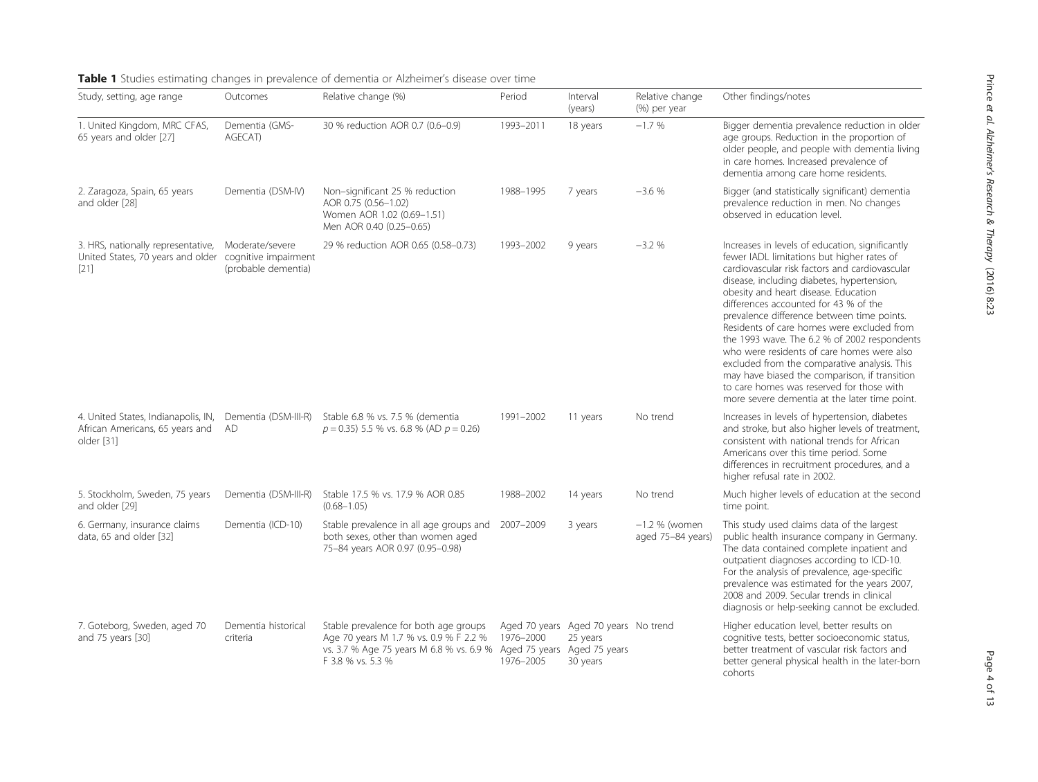**Table 1** Studies estimating changes in prevalence of dementia or Alzheimer's disease over time

| Study, setting, age range | Outcomes | Relative change (%) | Period | Interval (years) | Relative change (%) per year | Other findings/notes |
|---|---|---|---|---|---|---|
| 1. United Kingdom, MRC CFAS, 65 years and older [27] | Dementia (GMS-AGECAT) | 30 % reduction AOR 0.7 (0.6–0.9) | 1993–2011 | 18 years | −1.7 % | Bigger dementia prevalence reduction in older age groups. Reduction in the proportion of older people, and people with dementia living in care homes. Increased prevalence of dementia among care home residents. |
| 2. Zaragoza, Spain, 65 years and older [28] | Dementia (DSM-IV) | Non–significant 25 % reduction AOR 0.75 (0.56–1.02) Women AOR 1.02 (0.69–1.51) Men AOR 0.40 (0.25–0.65) | 1988–1995 | 7 years | −3.6 % | Bigger (and statistically significant) dementia prevalence reduction in men. No changes observed in education level. |
| 3. HRS, nationally representative, United States, 70 years and older [21] | Moderate/severe cognitive impairment (probable dementia) | 29 % reduction AOR 0.65 (0.58–0.73) | 1993–2002 | 9 years | −3.2 % | Increases in levels of education, significantly fewer IADL limitations but higher rates of cardiovascular risk factors and cardiovascular disease, including diabetes, hypertension, obesity and heart disease. Education differences accounted for 43 % of the prevalence difference between time points. Residents of care homes were excluded from the 1993 wave. The 6.2 % of 2002 respondents who were residents of care homes were also excluded from the comparative analysis. This may have biased the comparison, if transition to care homes was reserved for those with more severe dementia at the later time point. |
| 4. United States, Indianapolis, IN, African Americans, 65 years and older [31] | Dementia (DSM-III-R) AD | Stable 6.8 % vs. 7.5 % (dementia $p = 0.35$) 5.5 % vs. 6.8 % (AD $p = 0.26$) | 1991–2002 | 11 years | No trend | Increases in levels of hypertension, diabetes and stroke, but also higher levels of treatment, consistent with national trends for African Americans over this time period. Some differences in recruitment procedures, and a higher refusal rate in 2002. |
| 5. Stockholm, Sweden, 75 years and older [29] | Dementia (DSM-III-R) | Stable 17.5 % vs. 17.9 % AOR 0.85 (0.68–1.05) | 1988–2002 | 14 years | No trend | Much higher levels of education at the second time point. |
| 6. Germany, insurance claims data, 65 and older [32] | Dementia (ICD-10) | Stable prevalence in all age groups and both sexes, other than women aged 75–84 years AOR 0.97 (0.95–0.98) | 2007–2009 | 3 years | −1.2 % (women aged 75–84 years) | This study used claims data of the largest public health insurance company in Germany. The data contained complete inpatient and outpatient diagnoses according to ICD-10. For the analysis of prevalence, age-specific prevalence was estimated for the years 2007, 2008 and 2009. Secular trends in clinical diagnosis or help-seeking cannot be excluded. |
| 7. Goteborg, Sweden, aged 70 and 75 years [30] | Dementia historical criteria | Stable prevalence for both age groups Age 70 years M 1.7 % vs. 0.9 % F 2.2 % vs. 3.7 % Age 75 years M 6.8 % vs. 6.9 % F 3.8 % vs. 5.3 % | Aged 70 years 1976–2000 Aged 75 years 1976–2005 | Aged 70 years 25 years Aged 75 years 30 years | No trend | Higher education level, better results on cognitive tests, better socioeconomic status, better treatment of vascular risk factors and better general physical health in the later-born cohorts |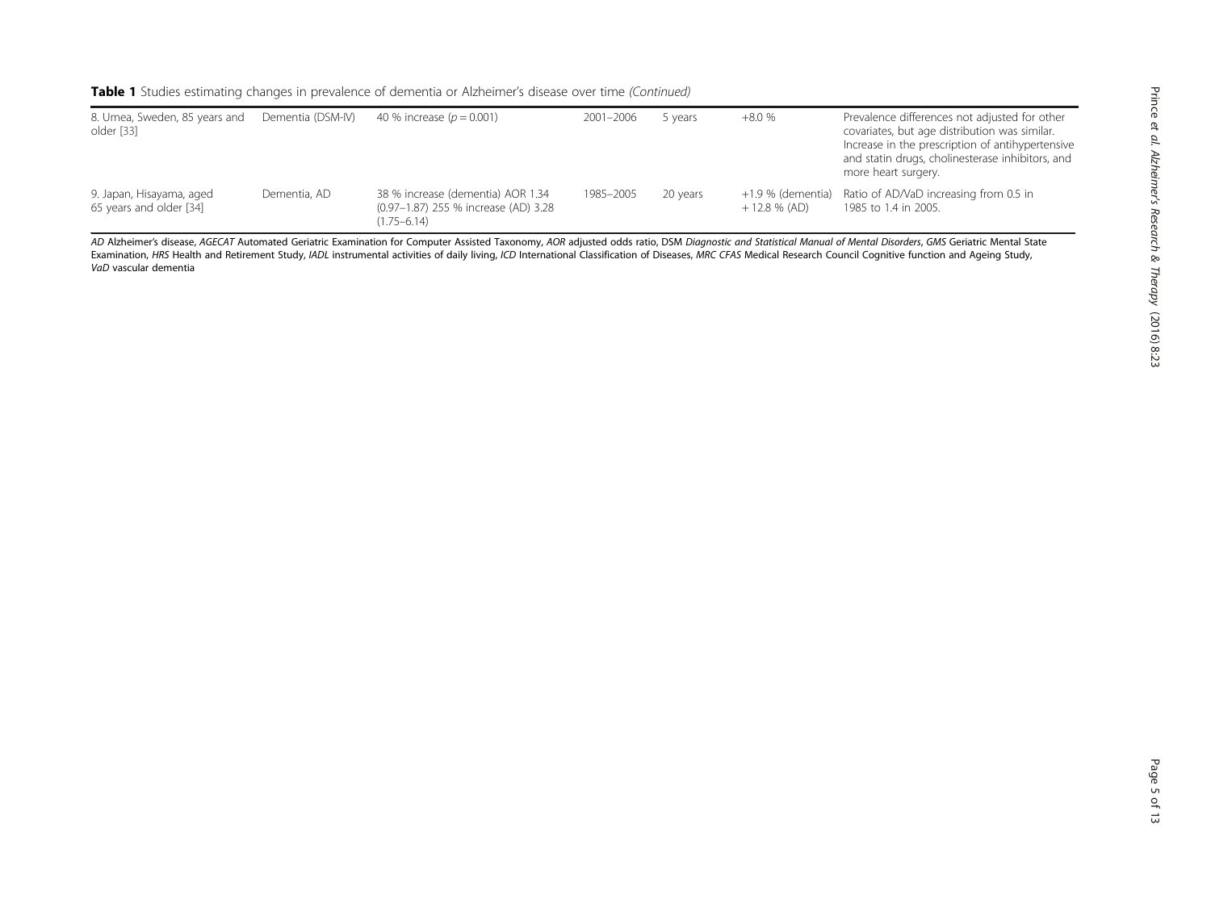**Table 1** Studies estimating changes in prevalence of dementia or Alzheimer's disease over time *(Continued)*

| | | | | | | |
|---|---|---|---|---|---|---|
| 8. Umea, Sweden, 85 years and older [33] | Dementia (DSM-IV) | 40 % increase ($p = 0.001$) | 2001–2006 | 5 years | +8.0 % | Prevalence differences not adjusted for other covariates, but age distribution was similar. Increase in the prescription of antihypertensive and statin drugs, cholinesterase inhibitors, and more heart surgery. |
| 9. Japan, Hisayama, aged 65 years and older [34] | Dementia, AD | 38 % increase (dementia) AOR 1.34 (0.97–1.87) 255 % increase (AD) 3.28 (1.75–6.14) | 1985–2005 | 20 years | +1.9 % (dementia) + 12.8 % (AD) | Ratio of AD/VaD increasing from 0.5 in 1985 to 1.4 in 2005. |

*AD* Alzheimer's disease, *AGECAT* Automated Geriatric Examination for Computer Assisted Taxonomy, *AOR* adjusted odds ratio, DSM *Diagnostic and Statistical Manual of Mental Disorders*, *GMS* Geriatric Mental State Examination, *HRS* Health and Retirement Study, *IADL* instrumental activities of daily living, *ICD* International Classification of Diseases, *MRC CFAS* Medical Research Council Cognitive function and Ageing Study, *VaD* vascular dementia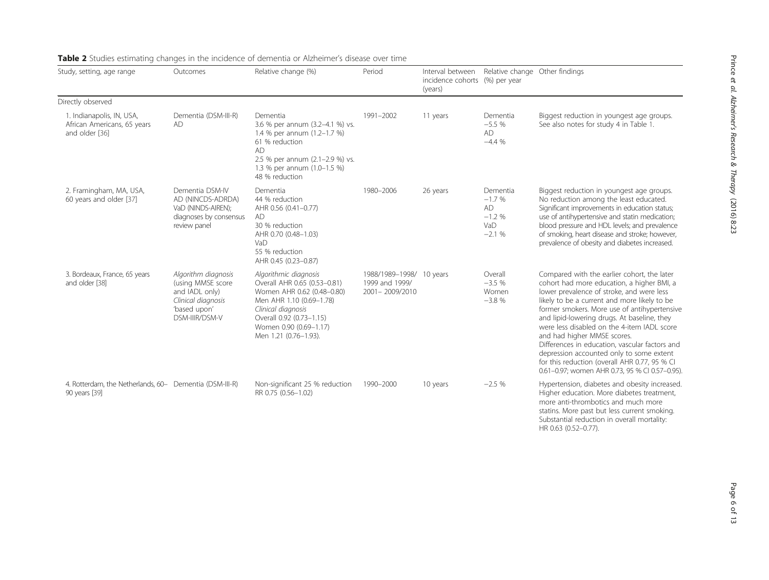**Table 2** Studies estimating changes in the incidence of dementia or Alzheimer's disease over time

| Study, setting, age range | Outcomes | Relative change (%) | Period | Interval between incidence cohorts (years) | Relative change (%) per year | Other findings |
|---|---|---|---|---|---|---|
| Directly observed | | | | | | |
| 1. Indianapolis, IN, USA, African Americans, 65 years and older [36] | Dementia (DSM-III-R) AD | Dementia 3.6 % per annum (3.2–4.1 %) vs. 1.4 % per annum (1.2–1.7 %) 61 % reduction AD 2.5 % per annum (2.1–2.9 %) vs. 1.3 % per annum (1.0–1.5 %) 48 % reduction | 1991–2002 | 11 years | Dementia −5.5 % AD −4.4 % | Biggest reduction in youngest age groups. See also notes for study 4 in Table 1. |
| 2. Framingham, MA, USA, 60 years and older [37] | Dementia DSM-IV AD (NINCDS-ADRDA) VaD (NINDS-AIREN); diagnoses by consensus review panel | Dementia 44 % reduction AHR 0.56 (0.41–0.77) AD 30 % reduction AHR 0.70 (0.48–1.03) VaD 55 % reduction AHR 0.45 (0.23–0.87) | 1980–2006 | 26 years | Dementia −1.7 % AD −1.2 % VaD −2.1 % | Biggest reduction in youngest age groups. No reduction among the least educated. Significant improvements in education status; use of antihypertensive and statin medication; blood pressure and HDL levels; and prevalence of smoking, heart disease and stroke; however, prevalence of obesity and diabetes increased. |
| 3. Bordeaux, France, 65 years and older [38] | *Algorithm diagnosis* (using MMSE score and IADL only) *Clinical diagnosis* 'based upon' DSM-IIIR/DSM-V | *Algorithmic diagnosis* Overall AHR 0.65 (0.53–0.81) Women AHR 0.62 (0.48–0.80) Men AHR 1.10 (0.69–1.78) *Clinical diagnosis* Overall 0.92 (0.73–1.15) Women 0.90 (0.69–1.17) Men 1.21 (0.76–1.93). | 1988/1989–1998/ 1999 and 1999/ 2001– 2009/2010 | 10 years | Overall −3.5 % Women −3.8 % | Compared with the earlier cohort, the later cohort had more education, a higher BMI, a lower prevalence of stroke, and were less likely to be a current and more likely to be former smokers. More use of antihypertensive and lipid-lowering drugs. At baseline, they were less disabled on the 4-item IADL score and had higher MMSE scores. Differences in education, vascular factors and depression accounted only to some extent for this reduction (overall AHR 0.77, 95 % CI 0.61–0.97; women AHR 0.73, 95 % CI 0.57–0.95). |
| 4. Rotterdam, the Netherlands, 60–90 years [39] | Dementia (DSM-III-R) | Non-significant 25 % reduction RR 0.75 (0.56–1.02) | 1990–2000 | 10 years | −2.5 % | Hypertension, diabetes and obesity increased. Higher education. More diabetes treatment, more anti-thrombotics and much more statins. More past but less current smoking. Substantial reduction in overall mortality: HR 0.63 (0.52–0.77). |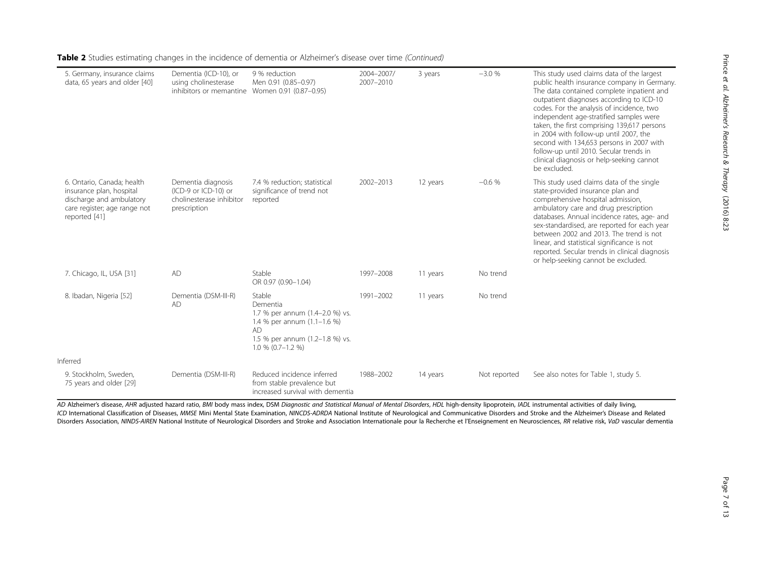**Table 2** Studies estimating changes in the incidence of dementia or Alzheimer's disease over time *(Continued)*

| | | | | | | |
|---|---|---|---|---|---|---|
| 5. Germany, insurance claims data, 65 years and older [40] | Dementia (ICD-10), or using cholinesterase inhibitors or memantine | 9 % reduction<br>Men 0.91 (0.85–0.97)<br>Women 0.91 (0.87–0.95) | 2004–2007/ 2007–2010 | 3 years | −3.0 % | This study used claims data of the largest public health insurance company in Germany. The data contained complete inpatient and outpatient diagnoses according to ICD-10 codes. For the analysis of incidence, two independent age-stratified samples were taken, the first comprising 139,617 persons in 2004 with follow-up until 2007, the second with 134,653 persons in 2007 with follow-up until 2010. Secular trends in clinical diagnosis or help-seeking cannot be excluded. |
| 6. Ontario, Canada; health insurance plan, hospital discharge and ambulatory care register; age range not reported [41] | Dementia diagnosis (ICD-9 or ICD-10) or cholinesterase inhibitor prescription | 7.4 % reduction; statistical significance of trend not reported | 2002–2013 | 12 years | −0.6 % | This study used claims data of the single state-provided insurance plan and comprehensive hospital admission, ambulatory care and drug prescription databases. Annual incidence rates, age- and sex-standardised, are reported for each year between 2002 and 2013. The trend is not linear, and statistical significance is not reported. Secular trends in clinical diagnosis or help-seeking cannot be excluded. |
| 7. Chicago, IL, USA [31] | AD | Stable<br>OR 0.97 (0.90–1.04) | 1997–2008 | 11 years | No trend | |
| 8. Ibadan, Nigeria [52] | Dementia (DSM-III-R)<br>AD | Stable<br>Dementia<br>1.7 % per annum (1.4–2.0 %) vs. 1.4 % per annum (1.1–1.6 %)<br>AD<br>1.5 % per annum (1.2–1.8 %) vs. 1.0 % (0.7–1.2 %) | 1991–2002 | 11 years | No trend | |
| Inferred | | | | | | |
| 9. Stockholm, Sweden, 75 years and older [29] | Dementia (DSM-III-R) | Reduced incidence inferred from stable prevalence but increased survival with dementia | 1988–2002 | 14 years | Not reported | See also notes for Table 1, study 5. |

*AD* Alzheimer's disease, *AHR* adjusted hazard ratio, *BMI* body mass index, DSM *Diagnostic and Statistical Manual of Mental Disorders*, *HDL* high-density lipoprotein, *IADL* instrumental activities of daily living, *ICD* International Classification of Diseases, *MMSE* Mini Mental State Examination, *NINCDS-ADRDA* National Institute of Neurological and Communicative Disorders and Stroke and the Alzheimer's Disease and Related Disorders Association, *NINDS-AIREN* National Institute of Neurological Disorders and Stroke and Association Internationale pour la Recherche et l'Enseignement en Neurosciences, *RR* relative risk, *VaD* vascular dementia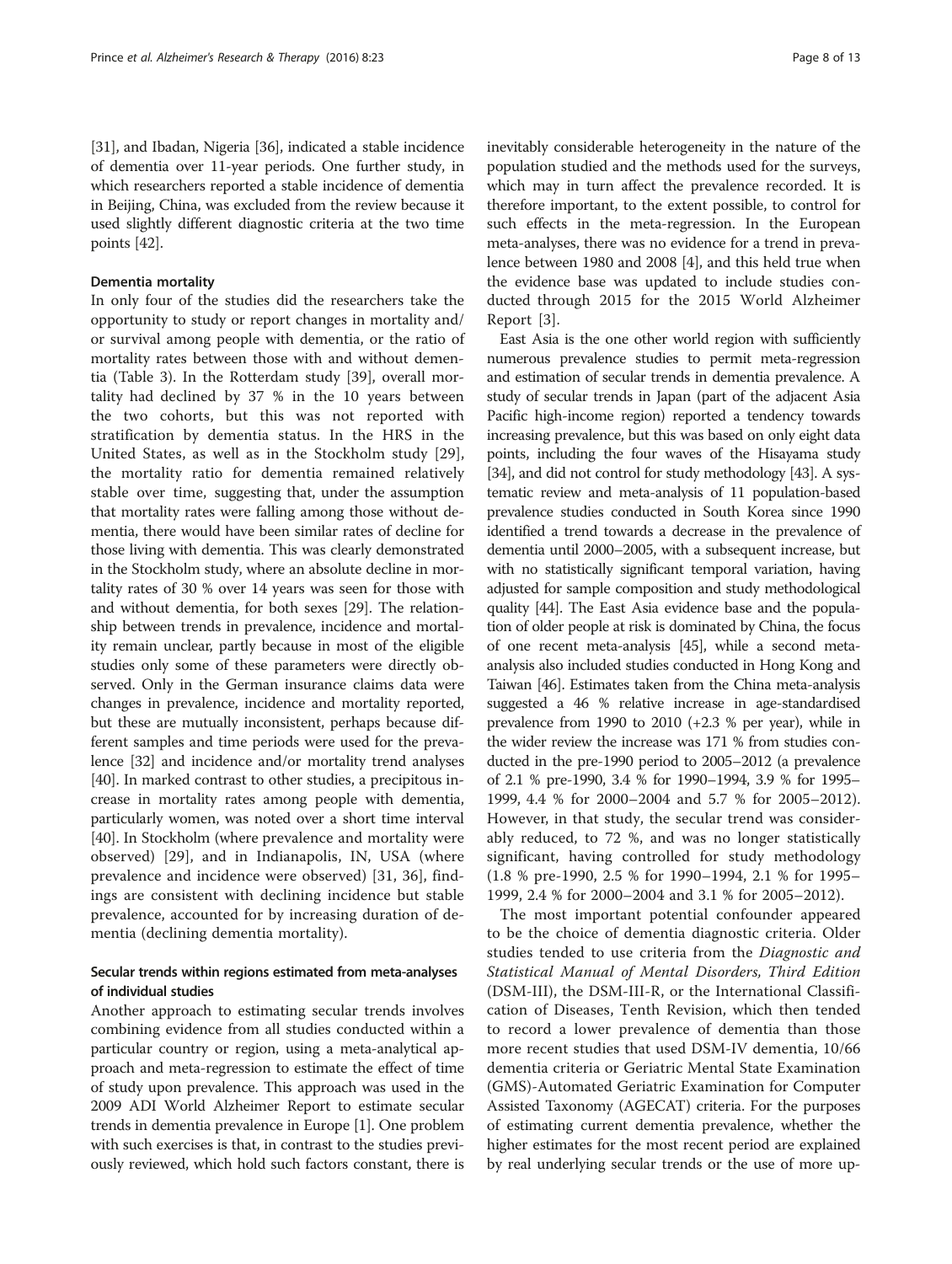[31], and Ibadan, Nigeria [36], indicated a stable incidence of dementia over 11-year periods. One further study, in which researchers reported a stable incidence of dementia in Beijing, China, was excluded from the review because it used slightly different diagnostic criteria at the two time points [42].

#### Dementia mortality

In only four of the studies did the researchers take the opportunity to study or report changes in mortality and/or survival among people with dementia, or the ratio of mortality rates between those with and without dementia (Table 3). In the Rotterdam study [39], overall mortality had declined by 37 % in the 10 years between the two cohorts, but this was not reported with stratification by dementia status. In the HRS in the United States, as well as in the Stockholm study [29], the mortality ratio for dementia remained relatively stable over time, suggesting that, under the assumption that mortality rates were falling among those without dementia, there would have been similar rates of decline for those living with dementia. This was clearly demonstrated in the Stockholm study, where an absolute decline in mortality rates of 30 % over 14 years was seen for those with and without dementia, for both sexes [29]. The relationship between trends in prevalence, incidence and mortality remain unclear, partly because in most of the eligible studies only some of these parameters were directly observed. Only in the German insurance claims data were changes in prevalence, incidence and mortality reported, but these are mutually inconsistent, perhaps because different samples and time periods were used for the prevalence [32] and incidence and/or mortality trend analyses [40]. In marked contrast to other studies, a precipitous increase in mortality rates among people with dementia, particularly women, was noted over a short time interval [40]. In Stockholm (where prevalence and mortality were observed) [29], and in Indianapolis, IN, USA (where prevalence and incidence were observed) [31, 36], findings are consistent with declining incidence but stable prevalence, accounted for by increasing duration of dementia (declining dementia mortality).

### Secular trends within regions estimated from meta-analyses of individual studies

Another approach to estimating secular trends involves combining evidence from all studies conducted within a particular country or region, using a meta-analytical approach and meta-regression to estimate the effect of time of study upon prevalence. This approach was used in the 2009 ADI World Alzheimer Report to estimate secular trends in dementia prevalence in Europe [1]. One problem with such exercises is that, in contrast to the studies previously reviewed, which hold such factors constant, there is inevitably considerable heterogeneity in the nature of the population studied and the methods used for the surveys, which may in turn affect the prevalence recorded. It is therefore important, to the extent possible, to control for such effects in the meta-regression. In the European meta-analyses, there was no evidence for a trend in prevalence between 1980 and 2008 [4], and this held true when the evidence base was updated to include studies conducted through 2015 for the 2015 World Alzheimer Report [3].

East Asia is the one other world region with sufficiently numerous prevalence studies to permit meta-regression and estimation of secular trends in dementia prevalence. A study of secular trends in Japan (part of the adjacent Asia Pacific high-income region) reported a tendency towards increasing prevalence, but this was based on only eight data points, including the four waves of the Hisayama study [34], and did not control for study methodology [43]. A systematic review and meta-analysis of 11 population-based prevalence studies conducted in South Korea since 1990 identified a trend towards a decrease in the prevalence of dementia until 2000–2005, with a subsequent increase, but with no statistically significant temporal variation, having adjusted for sample composition and study methodological quality [44]. The East Asia evidence base and the population of older people at risk is dominated by China, the focus of one recent meta-analysis [45], while a second meta-analysis also included studies conducted in Hong Kong and Taiwan [46]. Estimates taken from the China meta-analysis suggested a 46 % relative increase in age-standardised prevalence from 1990 to 2010 (+2.3 % per year), while in the wider review the increase was 171 % from studies conducted in the pre-1990 period to 2005–2012 (a prevalence of 2.1 % pre-1990, 3.4 % for 1990–1994, 3.9 % for 1995–1999, 4.4 % for 2000–2004 and 5.7 % for 2005–2012). However, in that study, the secular trend was considerably reduced, to 72 %, and was no longer statistically significant, having controlled for study methodology (1.8 % pre-1990, 2.5 % for 1990–1994, 2.1 % for 1995–1999, 2.4 % for 2000–2004 and 3.1 % for 2005–2012).

The most important potential confounder appeared to be the choice of dementia diagnostic criteria. Older studies tended to use criteria from the *Diagnostic and Statistical Manual of Mental Disorders, Third Edition* (DSM-III), the DSM-III-R, or the International Classification of Diseases, Tenth Revision, which then tended to record a lower prevalence of dementia than those more recent studies that used DSM-IV dementia, 10/66 dementia criteria or Geriatric Mental State Examination (GMS)-Automated Geriatric Examination for Computer Assisted Taxonomy (AGECAT) criteria. For the purposes of estimating current dementia prevalence, whether the higher estimates for the most recent period are explained by real underlying secular trends or the use of more up-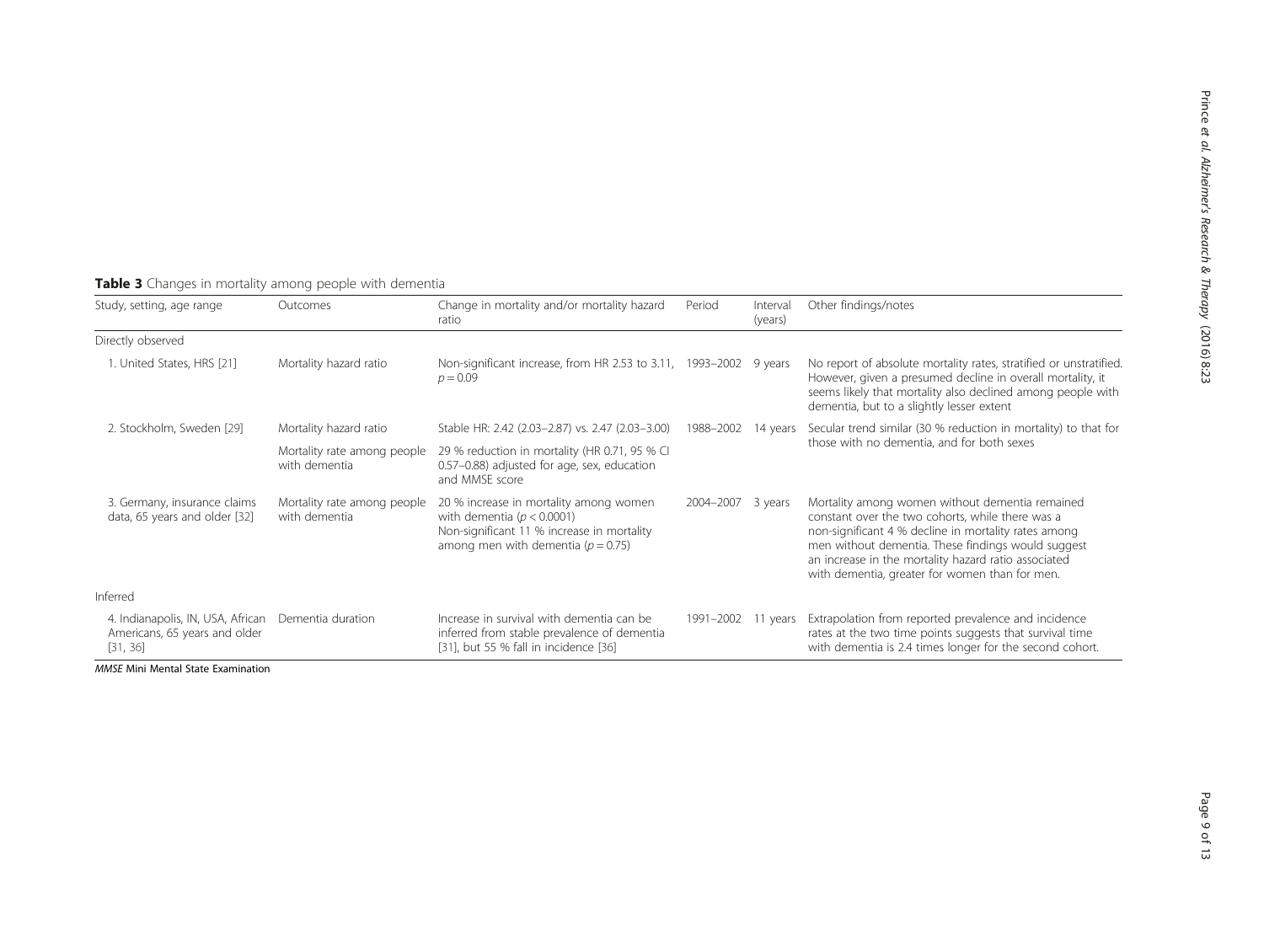**Table 3** Changes in mortality among people with dementia

| Study, setting, age range | Outcomes | Change in mortality and/or mortality hazard ratio | Period | Interval (years) | Other findings/notes |
|---|---|---|---|---|---|
| Directly observed | | | | | |
| 1. United States, HRS [21] | Mortality hazard ratio | Non-significant increase, from HR 2.53 to 3.11, $p = 0.09$ | 1993–2002 | 9 years | No report of absolute mortality rates, stratified or unstratified. However, given a presumed decline in overall mortality, it seems likely that mortality also declined among people with dementia, but to a slightly lesser extent |
| 2. Stockholm, Sweden [29] | Mortality hazard ratio | Stable HR: 2.42 (2.03–2.87) vs. 2.47 (2.03–3.00) | 1988–2002 | 14 years | Secular trend similar (30 % reduction in mortality) to that for those with no dementia, and for both sexes |
| | Mortality rate among people with dementia | 29 % reduction in mortality (HR 0.71, 95 % CI 0.57–0.88) adjusted for age, sex, education and MMSE score | | | |
| 3. Germany, insurance claims data, 65 years and older [32] | Mortality rate among people with dementia | 20 % increase in mortality among women with dementia ($p < 0.0001$) Non-significant 11 % increase in mortality among men with dementia ($p = 0.75$) | 2004–2007 | 3 years | Mortality among women without dementia remained constant over the two cohorts, while there was a non-significant 4 % decline in mortality rates among men without dementia. These findings would suggest an increase in the mortality hazard ratio associated with dementia, greater for women than for men. |
| Inferred | | | | | |
| 4. Indianapolis, IN, USA, African Americans, 65 years and older [31, 36] | Dementia duration | Increase in survival with dementia can be inferred from stable prevalence of dementia [31], but 55 % fall in incidence [36] | 1991–2002 | 11 years | Extrapolation from reported prevalence and incidence rates at the two time points suggests that survival time with dementia is 2.4 times longer for the second cohort. |

*MMSE* Mini Mental State Examination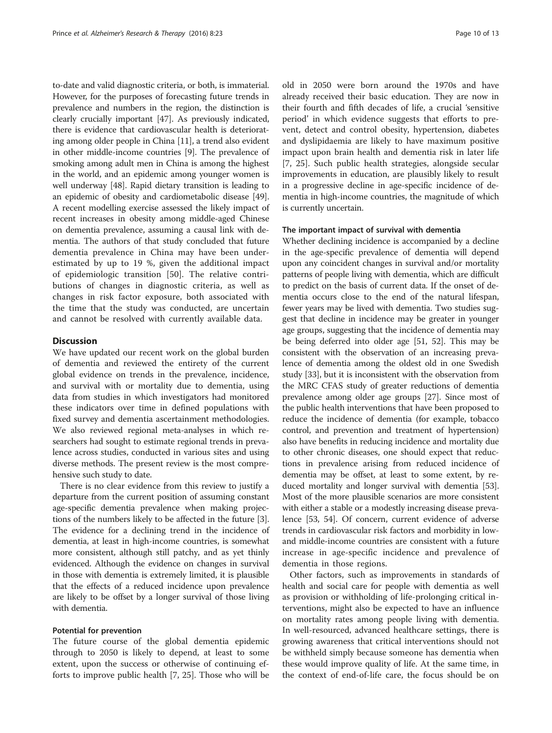to-date and valid diagnostic criteria, or both, is immaterial. However, for the purposes of forecasting future trends in prevalence and numbers in the region, the distinction is clearly crucially important [47]. As previously indicated, there is evidence that cardiovascular health is deteriorating among older people in China [11], a trend also evident in other middle-income countries [9]. The prevalence of smoking among adult men in China is among the highest in the world, and an epidemic among younger women is well underway [48]. Rapid dietary transition is leading to an epidemic of obesity and cardiometabolic disease [49]. A recent modelling exercise assessed the likely impact of recent increases in obesity among middle-aged Chinese on dementia prevalence, assuming a causal link with dementia. The authors of that study concluded that future dementia prevalence in China may have been underestimated by up to 19 %, given the additional impact of epidemiologic transition [50]. The relative contributions of changes in diagnostic criteria, as well as changes in risk factor exposure, both associated with the time that the study was conducted, are uncertain and cannot be resolved with currently available data.

## Discussion

We have updated our recent work on the global burden of dementia and reviewed the entirety of the current global evidence on trends in the prevalence, incidence, and survival with or mortality due to dementia, using data from studies in which investigators had monitored these indicators over time in defined populations with fixed survey and dementia ascertainment methodologies. We also reviewed regional meta-analyses in which researchers had sought to estimate regional trends in prevalence across studies, conducted in various sites and using diverse methods. The present review is the most comprehensive such study to date.

There is no clear evidence from this review to justify a departure from the current position of assuming constant age-specific dementia prevalence when making projections of the numbers likely to be affected in the future [3]. The evidence for a declining trend in the incidence of dementia, at least in high-income countries, is somewhat more consistent, although still patchy, and as yet thinly evidenced. Although the evidence on changes in survival in those with dementia is extremely limited, it is plausible that the effects of a reduced incidence upon prevalence are likely to be offset by a longer survival of those living with dementia.

### Potential for prevention

The future course of the global dementia epidemic through to 2050 is likely to depend, at least to some extent, upon the success or otherwise of continuing efforts to improve public health [7, 25]. Those who will be old in 2050 were born around the 1970s and have already received their basic education. They are now in their fourth and fifth decades of life, a crucial 'sensitive period' in which evidence suggests that efforts to prevent, detect and control obesity, hypertension, diabetes and dyslipidaemia are likely to have maximum positive impact upon brain health and dementia risk in later life [7, 25]. Such public health strategies, alongside secular improvements in education, are plausibly likely to result in a progressive decline in age-specific incidence of dementia in high-income countries, the magnitude of which is currently uncertain.

### The important impact of survival with dementia

Whether declining incidence is accompanied by a decline in the age-specific prevalence of dementia will depend upon any coincident changes in survival and/or mortality patterns of people living with dementia, which are difficult to predict on the basis of current data. If the onset of dementia occurs close to the end of the natural lifespan, fewer years may be lived with dementia. Two studies suggest that decline in incidence may be greater in younger age groups, suggesting that the incidence of dementia may be being deferred into older age [51, 52]. This may be consistent with the observation of an increasing prevalence of dementia among the oldest old in one Swedish study [33], but it is inconsistent with the observation from the MRC CFAS study of greater reductions of dementia prevalence among older age groups [27]. Since most of the public health interventions that have been proposed to reduce the incidence of dementia (for example, tobacco control, and prevention and treatment of hypertension) also have benefits in reducing incidence and mortality due to other chronic diseases, one should expect that reductions in prevalence arising from reduced incidence of dementia may be offset, at least to some extent, by reduced mortality and longer survival with dementia [53]. Most of the more plausible scenarios are more consistent with either a stable or a modestly increasing disease prevalence [53, 54]. Of concern, current evidence of adverse trends in cardiovascular risk factors and morbidity in low- and middle-income countries are consistent with a future increase in age-specific incidence and prevalence of dementia in those regions.

Other factors, such as improvements in standards of health and social care for people with dementia as well as provision or withholding of life-prolonging critical interventions, might also be expected to have an influence on mortality rates among people living with dementia. In well-resourced, advanced healthcare settings, there is growing awareness that critical interventions should not be withheld simply because someone has dementia when these would improve quality of life. At the same time, in the context of end-of-life care, the focus should be on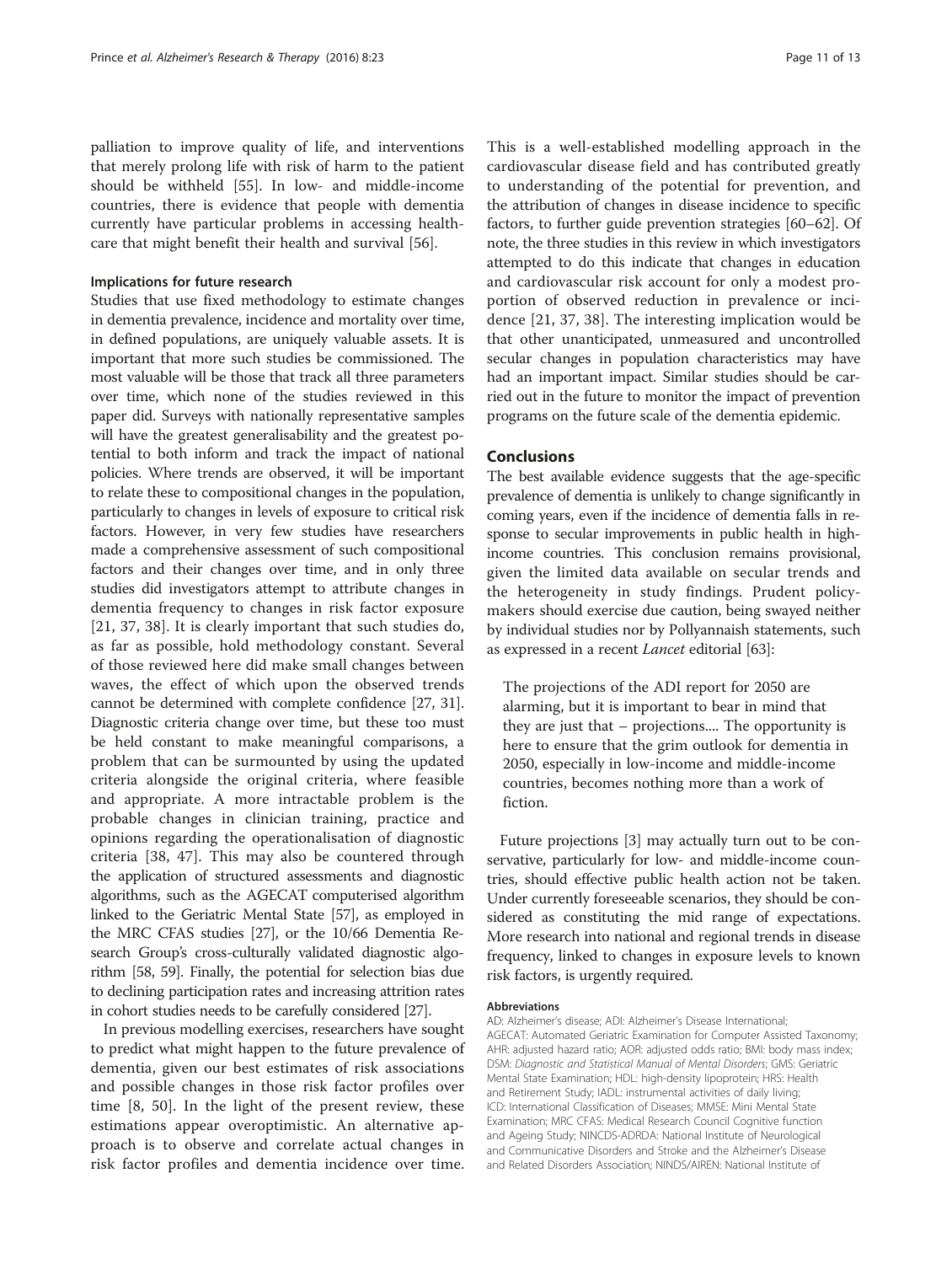palliation to improve quality of life, and interventions that merely prolong life with risk of harm to the patient should be withheld [55]. In low- and middle-income countries, there is evidence that people with dementia currently have particular problems in accessing healthcare that might benefit their health and survival [56].

#### Implications for future research

Studies that use fixed methodology to estimate changes in dementia prevalence, incidence and mortality over time, in defined populations, are uniquely valuable assets. It is important that more such studies be commissioned. The most valuable will be those that track all three parameters over time, which none of the studies reviewed in this paper did. Surveys with nationally representative samples will have the greatest generalisability and the greatest potential to both inform and track the impact of national policies. Where trends are observed, it will be important to relate these to compositional changes in the population, particularly to changes in levels of exposure to critical risk factors. However, in very few studies have researchers made a comprehensive assessment of such compositional factors and their changes over time, and in only three studies did investigators attempt to attribute changes in dementia frequency to changes in risk factor exposure [21, 37, 38]. It is clearly important that such studies do, as far as possible, hold methodology constant. Several of those reviewed here did make small changes between waves, the effect of which upon the observed trends cannot be determined with complete confidence [27, 31]. Diagnostic criteria change over time, but these too must be held constant to make meaningful comparisons, a problem that can be surmounted by using the updated criteria alongside the original criteria, where feasible and appropriate. A more intractable problem is the probable changes in clinician training, practice and opinions regarding the operationalisation of diagnostic criteria [38, 47]. This may also be countered through the application of structured assessments and diagnostic algorithms, such as the AGECAT computerised algorithm linked to the Geriatric Mental State [57], as employed in the MRC CFAS studies [27], or the 10/66 Dementia Research Group's cross-culturally validated diagnostic algorithm [58, 59]. Finally, the potential for selection bias due to declining participation rates and increasing attrition rates in cohort studies needs to be carefully considered [27].

In previous modelling exercises, researchers have sought to predict what might happen to the future prevalence of dementia, given our best estimates of risk associations and possible changes in those risk factor profiles over time [8, 50]. In the light of the present review, these estimations appear overoptimistic. An alternative approach is to observe and correlate actual changes in risk factor profiles and dementia incidence over time. This is a well-established modelling approach in the cardiovascular disease field and has contributed greatly to understanding of the potential for prevention, and the attribution of changes in disease incidence to specific factors, to further guide prevention strategies [60–62]. Of note, the three studies in this review in which investigators attempted to do this indicate that changes in education and cardiovascular risk account for only a modest proportion of observed reduction in prevalence or incidence [21, 37, 38]. The interesting implication would be that other unanticipated, unmeasured and uncontrolled secular changes in population characteristics may have had an important impact. Similar studies should be carried out in the future to monitor the impact of prevention programs on the future scale of the dementia epidemic.

## Conclusions

The best available evidence suggests that the age-specific prevalence of dementia is unlikely to change significantly in coming years, even if the incidence of dementia falls in response to secular improvements in public health in high-income countries. This conclusion remains provisional, given the limited data available on secular trends and the heterogeneity in study findings. Prudent policymakers should exercise due caution, being swayed neither by individual studies nor by Pollyannaish statements, such as expressed in a recent *Lancet* editorial [63]:

> The projections of the ADI report for 2050 are alarming, but it is important to bear in mind that they are just that – projections.... The opportunity is here to ensure that the grim outlook for dementia in 2050, especially in low-income and middle-income countries, becomes nothing more than a work of fiction.

Future projections [3] may actually turn out to be conservative, particularly for low- and middle-income countries, should effective public health action not be taken. Under currently foreseeable scenarios, they should be considered as constituting the mid range of expectations. More research into national and regional trends in disease frequency, linked to changes in exposure levels to known risk factors, is urgently required.

#### Abbreviations

AD: Alzheimer's disease; ADI: Alzheimer's Disease International; AGECAT: Automated Geriatric Examination for Computer Assisted Taxonomy; AHR: adjusted hazard ratio; AOR: adjusted odds ratio; BMI: body mass index; DSM: *Diagnostic and Statistical Manual of Mental Disorders*; GMS: Geriatric Mental State Examination; HDL: high-density lipoprotein; HRS: Health and Retirement Study; IADL: instrumental activities of daily living; ICD: International Classification of Diseases; MMSE: Mini Mental State Examination; MRC CFAS: Medical Research Council Cognitive function and Ageing Study; NINCDS-ADRDA: National Institute of Neurological and Communicative Disorders and Stroke and the Alzheimer's Disease and Related Disorders Association; NINDS/AIREN: National Institute of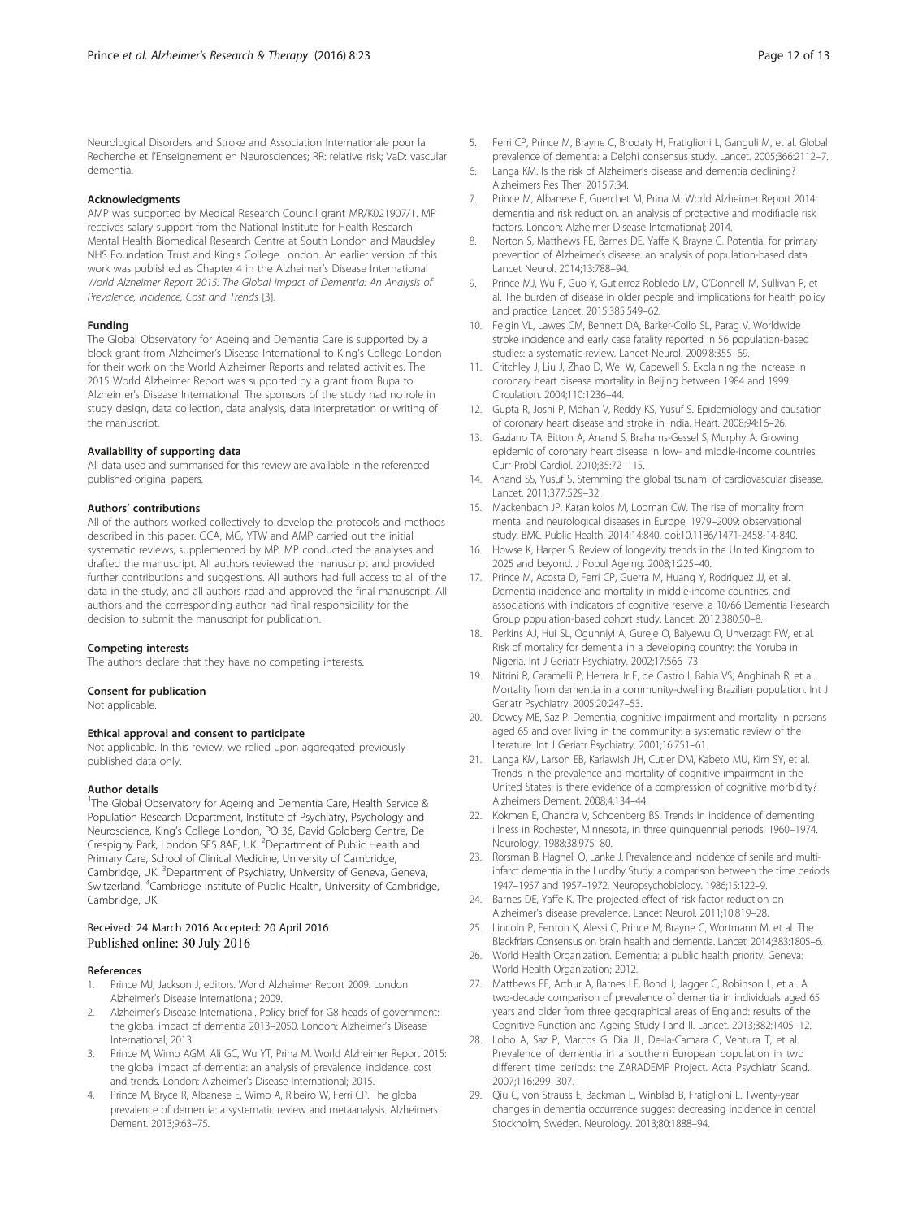Neurological Disorders and Stroke and Association Internationale pour la Recherche et l'Enseignement en Neurosciences; RR: relative risk; VaD: vascular dementia.

#### Acknowledgments

AMP was supported by Medical Research Council grant MR/K021907/1. MP receives salary support from the National Institute for Health Research Mental Health Biomedical Research Centre at South London and Maudsley NHS Foundation Trust and King's College London. An earlier version of this work was published as Chapter 4 in the Alzheimer's Disease International *World Alzheimer Report 2015: The Global Impact of Dementia: An Analysis of Prevalence, Incidence, Cost and Trends* [3].

#### Funding

The Global Observatory for Ageing and Dementia Care is supported by a block grant from Alzheimer's Disease International to King's College London for their work on the World Alzheimer Reports and related activities. The 2015 World Alzheimer Report was supported by a grant from Bupa to Alzheimer's Disease International. The sponsors of the study had no role in study design, data collection, data analysis, data interpretation or writing of the manuscript.

#### Availability of supporting data

All data used and summarised for this review are available in the referenced published original papers.

#### Authors' contributions

All of the authors worked collectively to develop the protocols and methods described in this paper. GCA, MG, YTW and AMP carried out the initial systematic reviews, supplemented by MP. MP conducted the analyses and drafted the manuscript. All authors reviewed the manuscript and provided further contributions and suggestions. All authors had full access to all of the data in the study, and all authors read and approved the final manuscript. All authors and the corresponding author had final responsibility for the decision to submit the manuscript for publication.

#### Competing interests

The authors declare that they have no competing interests.

#### Consent for publication

Not applicable.

#### Ethical approval and consent to participate

Not applicable. In this review, we relied upon aggregated previously published data only.

#### Author details

[1]The Global Observatory for Ageing and Dementia Care, Health Service & Population Research Department, Institute of Psychiatry, Psychology and Neuroscience, King's College London, PO 36, David Goldberg Centre, De Crespigny Park, London SE5 8AF, UK. [2]Department of Public Health and Primary Care, School of Clinical Medicine, University of Cambridge, Cambridge, UK. [3]Department of Psychiatry, University of Geneva, Geneva, Switzerland. [4]Cambridge Institute of Public Health, University of Cambridge, Cambridge, UK.

Received: 24 March 2016 Accepted: 20 April 2016
Published online: 30 July 2016

#### References

1. Prince MJ, Jackson J, editors. World Alzheimer Report 2009. London: Alzheimer's Disease International; 2009.
2. Alzheimer's Disease International. Policy brief for G8 heads of government: the global impact of dementia 2013–2050. London: Alzheimer's Disease International; 2013.
3. Prince M, Wimo AGM, Ali GC, Wu YT, Prina M. World Alzheimer Report 2015: the global impact of dementia: an analysis of prevalence, incidence, cost and trends. London: Alzheimer's Disease International; 2015.
4. Prince M, Bryce R, Albanese E, Wimo A, Ribeiro W, Ferri CP. The global prevalence of dementia: a systematic review and metaanalysis. Alzheimers Dement. 2013;9:63–75.
5. Ferri CP, Prince M, Brayne C, Brodaty H, Fratiglioni L, Ganguli M, et al. Global prevalence of dementia: a Delphi consensus study. Lancet. 2005;366:2112–7.
6. Langa KM. Is the risk of Alzheimer's disease and dementia declining? Alzheimers Res Ther. 2015;7:34.
7. Prince M, Albanese E, Guerchet M, Prina M. World Alzheimer Report 2014: dementia and risk reduction. an analysis of protective and modifiable risk factors. London: Alzheimer Disease International; 2014.
8. Norton S, Matthews FE, Barnes DE, Yaffe K, Brayne C. Potential for primary prevention of Alzheimer's disease: an analysis of population-based data. Lancet Neurol. 2014;13:788–94.
9. Prince MJ, Wu F, Guo Y, Gutierrez Robledo LM, O'Donnell M, Sullivan R, et al. The burden of disease in older people and implications for health policy and practice. Lancet. 2015;385:549–62.
10. Feigin VL, Lawes CM, Bennett DA, Barker-Collo SL, Parag V. Worldwide stroke incidence and early case fatality reported in 56 population-based studies: a systematic review. Lancet Neurol. 2009;8:355–69.
11. Critchley J, Liu J, Zhao D, Wei W, Capewell S. Explaining the increase in coronary heart disease mortality in Beijing between 1984 and 1999. Circulation. 2004;110:1236–44.
12. Gupta R, Joshi P, Mohan V, Reddy KS, Yusuf S. Epidemiology and causation of coronary heart disease and stroke in India. Heart. 2008;94:16–26.
13. Gaziano TA, Bitton A, Anand S, Brahams-Gessel S, Murphy A. Growing epidemic of coronary heart disease in low- and middle-income countries. Curr Probl Cardiol. 2010;35:72–115.
14. Anand SS, Yusuf S. Stemming the global tsunami of cardiovascular disease. Lancet. 2011;377:529–32.
15. Mackenbach JP, Karanikolos M, Looman CW. The rise of mortality from mental and neurological diseases in Europe, 1979–2009: observational study. BMC Public Health. 2014;14:840. doi:10.1186/1471-2458-14-840.
16. Howse K, Harper S. Review of longevity trends in the United Kingdom to 2025 and beyond. J Popul Ageing. 2008;1:225–40.
17. Prince M, Acosta D, Ferri CP, Guerra M, Huang Y, Rodriguez JJ, et al. Dementia incidence and mortality in middle-income countries, and associations with indicators of cognitive reserve: a 10/66 Dementia Research Group population-based cohort study. Lancet. 2012;380:50–8.
18. Perkins AJ, Hui SL, Ogunniyi A, Gureje O, Baiyewu O, Unverzagt FW, et al. Risk of mortality for dementia in a developing country: the Yoruba in Nigeria. Int J Geriatr Psychiatry. 2002;17:566–73.
19. Nitrini R, Caramelli P, Herrera Jr E, de Castro I, Bahia VS, Anghinah R, et al. Mortality from dementia in a community-dwelling Brazilian population. Int J Geriatr Psychiatry. 2005;20:247–53.
20. Dewey ME, Saz P. Dementia, cognitive impairment and mortality in persons aged 65 and over living in the community: a systematic review of the literature. Int J Geriatr Psychiatry. 2001;16:751–61.
21. Langa KM, Larson EB, Karlawish JH, Cutler DM, Kabeto MU, Kim SY, et al. Trends in the prevalence and mortality of cognitive impairment in the United States: is there evidence of a compression of cognitive morbidity? Alzheimers Dement. 2008;4:134–44.
22. Kokmen E, Chandra V, Schoenberg BS. Trends in incidence of dementing illness in Rochester, Minnesota, in three quinquennial periods, 1960–1974. Neurology. 1988;38:975–80.
23. Rorsman B, Hagnell O, Lanke J. Prevalence and incidence of senile and multi-infarct dementia in the Lundby Study: a comparison between the time periods 1947–1957 and 1957–1972. Neuropsychobiology. 1986;15:122–9.
24. Barnes DE, Yaffe K. The projected effect of risk factor reduction on Alzheimer's disease prevalence. Lancet Neurol. 2011;10:819–28.
25. Lincoln P, Fenton K, Alessi C, Prince M, Brayne C, Wortmann M, et al. The Blackfriars Consensus on brain health and dementia. Lancet. 2014;383:1805–6.
26. World Health Organization. Dementia: a public health priority. Geneva: World Health Organization; 2012.
27. Matthews FE, Arthur A, Barnes LE, Bond J, Jagger C, Robinson L, et al. A two-decade comparison of prevalence of dementia in individuals aged 65 years and older from three geographical areas of England: results of the Cognitive Function and Ageing Study I and II. Lancet. 2013;382:1405–12.
28. Lobo A, Saz P, Marcos G, Dia JL, De-la-Camara C, Ventura T, et al. Prevalence of dementia in a southern European population in two different time periods: the ZARADEMP Project. Acta Psychiatr Scand. 2007;116:299–307.
29. Qiu C, von Strauss E, Backman L, Winblad B, Fratiglioni L. Twenty-year changes in dementia occurrence suggest decreasing incidence in central Stockholm, Sweden. Neurology. 2013;80:1888–94.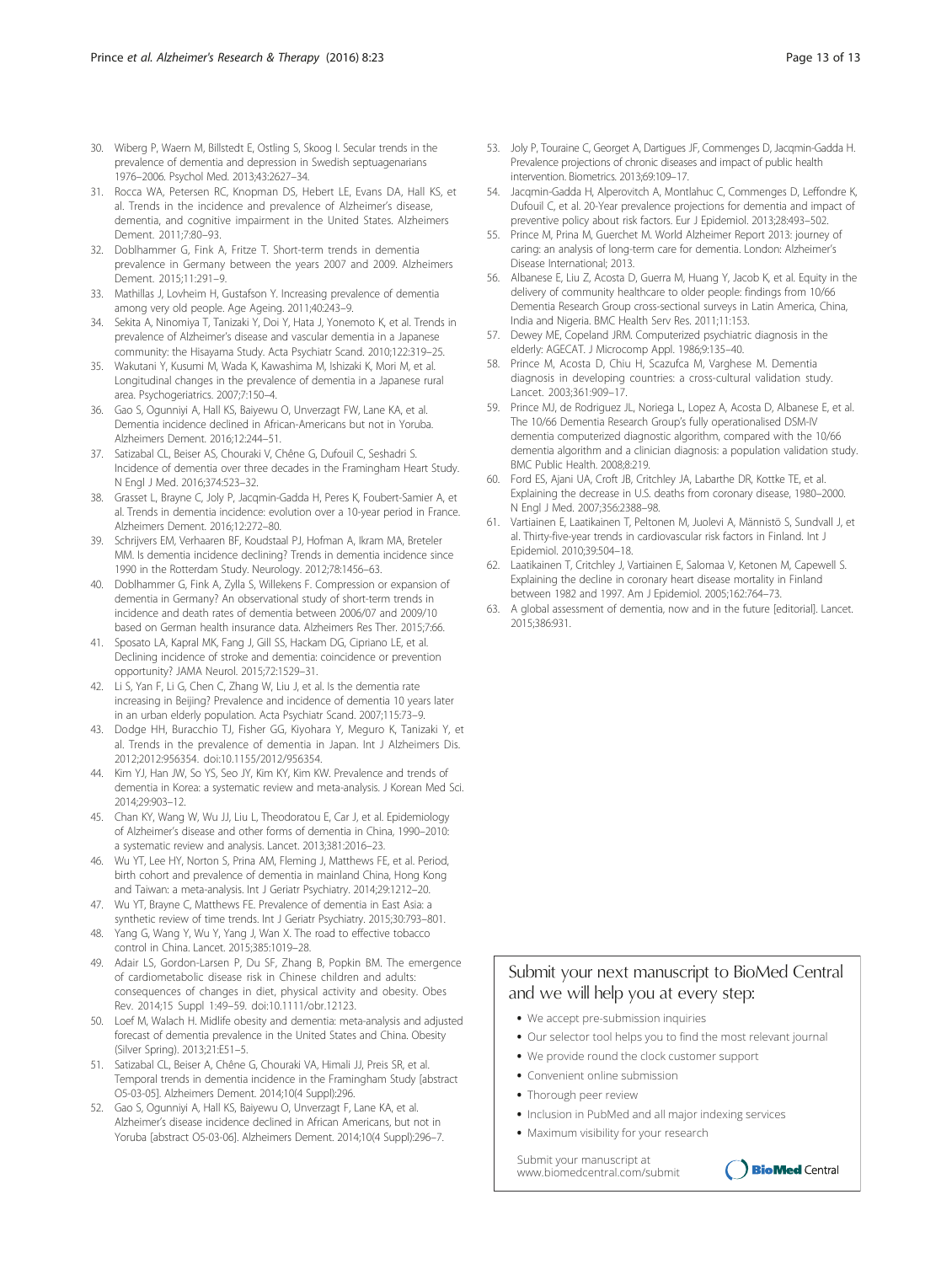30. Wiberg P, Waern M, Billstedt E, Ostling S, Skoog I. Secular trends in the prevalence of dementia and depression in Swedish septuagenarians 1976–2006. Psychol Med. 2013;43:2627–34.
31. Rocca WA, Petersen RC, Knopman DS, Hebert LE, Evans DA, Hall KS, et al. Trends in the incidence and prevalence of Alzheimer's disease, dementia, and cognitive impairment in the United States. Alzheimers Dement. 2011;7:80–93.
32. Doblhammer G, Fink A, Fritze T. Short-term trends in dementia prevalence in Germany between the years 2007 and 2009. Alzheimers Dement. 2015;11:291–9.
33. Mathillas J, Lovheim H, Gustafson Y. Increasing prevalence of dementia among very old people. Age Ageing. 2011;40:243–9.
34. Sekita A, Ninomiya T, Tanizaki Y, Doi Y, Hata J, Yonemoto K, et al. Trends in prevalence of Alzheimer's disease and vascular dementia in a Japanese community: the Hisayama Study. Acta Psychiatr Scand. 2010;122:319–25.
35. Wakutani Y, Kusumi M, Wada K, Kawashima M, Ishizaki K, Mori M, et al. Longitudinal changes in the prevalence of dementia in a Japanese rural area. Psychogeriatrics. 2007;7:150–4.
36. Gao S, Ogunniyi A, Hall KS, Baiyewu O, Unverzagt FW, Lane KA, et al. Dementia incidence declined in African-Americans but not in Yoruba. Alzheimers Dement. 2016;12:244–51.
37. Satizabal CL, Beiser AS, Chouraki V, Chêne G, Dufouil C, Seshadri S. Incidence of dementia over three decades in the Framingham Heart Study. N Engl J Med. 2016;374:523–32.
38. Grasset L, Brayne C, Joly P, Jacqmin-Gadda H, Peres K, Foubert-Samier A, et al. Trends in dementia incidence: evolution over a 10-year period in France. Alzheimers Dement. 2016;12:272–80.
39. Schrijvers EM, Verhaaren BF, Koudstaal PJ, Hofman A, Ikram MA, Breteler MM. Is dementia incidence declining? Trends in dementia incidence since 1990 in the Rotterdam Study. Neurology. 2012;78:1456–63.
40. Doblhammer G, Fink A, Zylla S, Willekens F. Compression or expansion of dementia in Germany? An observational study of short-term trends in incidence and death rates of dementia between 2006/07 and 2009/10 based on German health insurance data. Alzheimers Res Ther. 2015;7:66.
41. Sposato LA, Kapral MK, Fang J, Gill SS, Hackam DG, Cipriano LE, et al. Declining incidence of stroke and dementia: coincidence or prevention opportunity? JAMA Neurol. 2015;72:1529–31.
42. Li S, Yan F, Li G, Chen C, Zhang W, Liu J, et al. Is the dementia rate increasing in Beijing? Prevalence and incidence of dementia 10 years later in an urban elderly population. Acta Psychiatr Scand. 2007;115:73–9.
43. Dodge HH, Buracchio TJ, Fisher GG, Kiyohara Y, Meguro K, Tanizaki Y, et al. Trends in the prevalence of dementia in Japan. Int J Alzheimers Dis. 2012;2012:956354. doi:10.1155/2012/956354.
44. Kim YJ, Han JW, So YS, Seo JY, Kim KY, Kim KW. Prevalence and trends of dementia in Korea: a systematic review and meta-analysis. J Korean Med Sci. 2014;29:903–12.
45. Chan KY, Wang W, Wu JJ, Liu L, Theodoratou E, Car J, et al. Epidemiology of Alzheimer's disease and other forms of dementia in China, 1990–2010: a systematic review and analysis. Lancet. 2013;381:2016–23.
46. Wu YT, Lee HY, Norton S, Prina AM, Fleming J, Matthews FE, et al. Period, birth cohort and prevalence of dementia in mainland China, Hong Kong and Taiwan: a meta-analysis. Int J Geriatr Psychiatry. 2014;29:1212–20.
47. Wu YT, Brayne C, Matthews FE. Prevalence of dementia in East Asia: a synthetic review of time trends. Int J Geriatr Psychiatry. 2015;30:793–801.
48. Yang G, Wang Y, Wu Y, Yang J, Wan X. The road to effective tobacco control in China. Lancet. 2015;385:1019–28.
49. Adair LS, Gordon-Larsen P, Du SF, Zhang B, Popkin BM. The emergence of cardiometabolic disease risk in Chinese children and adults: consequences of changes in diet, physical activity and obesity. Obes Rev. 2014;15 Suppl 1:49–59. doi:10.1111/obr.12123.
50. Loef M, Walach H. Midlife obesity and dementia: meta-analysis and adjusted forecast of dementia prevalence in the United States and China. Obesity (Silver Spring). 2013;21:E51–5.
51. Satizabal CL, Beiser A, Chêne G, Chouraki VA, Himali JJ, Preis SR, et al. Temporal trends in dementia incidence in the Framingham Study [abstract O5-03-05]. Alzheimers Dement. 2014;10(4 Suppl):296.
52. Gao S, Ogunniyi A, Hall KS, Baiyewu O, Unverzagt F, Lane KA, et al. Alzheimer's disease incidence declined in African Americans, but not in Yoruba [abstract O5-03-06]. Alzheimers Dement. 2014;10(4 Suppl):296–7.
53. Joly P, Touraine C, Georget A, Dartigues JF, Commenges D, Jacqmin-Gadda H. Prevalence projections of chronic diseases and impact of public health intervention. Biometrics. 2013;69:109–17.
54. Jacqmin-Gadda H, Alperovitch A, Montlahuc C, Commenges D, Leffondre K, Dufouil C, et al. 20-Year prevalence projections for dementia and impact of preventive policy about risk factors. Eur J Epidemiol. 2013;28:493–502.
55. Prince M, Prina M, Guerchet M. World Alzheimer Report 2013: journey of caring: an analysis of long-term care for dementia. London: Alzheimer's Disease International; 2013.
56. Albanese E, Liu Z, Acosta D, Guerra M, Huang Y, Jacob K, et al. Equity in the delivery of community healthcare to older people: findings from 10/66 Dementia Research Group cross-sectional surveys in Latin America, China, India and Nigeria. BMC Health Serv Res. 2011;11:153.
57. Dewey ME, Copeland JRM. Computerized psychiatric diagnosis in the elderly: AGECAT. J Microcomp Appl. 1986;9:135–40.
58. Prince M, Acosta D, Chiu H, Scazufca M, Varghese M. Dementia diagnosis in developing countries: a cross-cultural validation study. Lancet. 2003;361:909–17.
59. Prince MJ, de Rodriguez JL, Noriega L, Lopez A, Acosta D, Albanese E, et al. The 10/66 Dementia Research Group's fully operationalised DSM-IV dementia computerized diagnostic algorithm, compared with the 10/66 dementia algorithm and a clinician diagnosis: a population validation study. BMC Public Health. 2008;8:219.
60. Ford ES, Ajani UA, Croft JB, Critchley JA, Labarthe DR, Kottke TE, et al. Explaining the decrease in U.S. deaths from coronary disease, 1980–2000. N Engl J Med. 2007;356:2388–98.
61. Vartiainen E, Laatikainen T, Peltonen M, Juolevi A, Männistö S, Sundvall J, et al. Thirty-five-year trends in cardiovascular risk factors in Finland. Int J Epidemiol. 2010;39:504–18.
62. Laatikainen T, Critchley J, Vartiainen E, Salomaa V, Ketonen M, Capewell S. Explaining the decline in coronary heart disease mortality in Finland between 1982 and 1997. Am J Epidemiol. 2005;162:764–73.
63. A global assessment of dementia, now and in the future [editorial]. Lancet. 2015;386:931.

## Submit your next manuscript to BioMed Central and we will help you at every step:

- We accept pre-submission inquiries
- Our selector tool helps you to find the most relevant journal
- We provide round the clock customer support
- Convenient online submission
- Thorough peer review
- Inclusion in PubMed and all major indexing services
- Maximum visibility for your research

Submit your manuscript at
www.biomedcentral.com/submit

BioMed Central